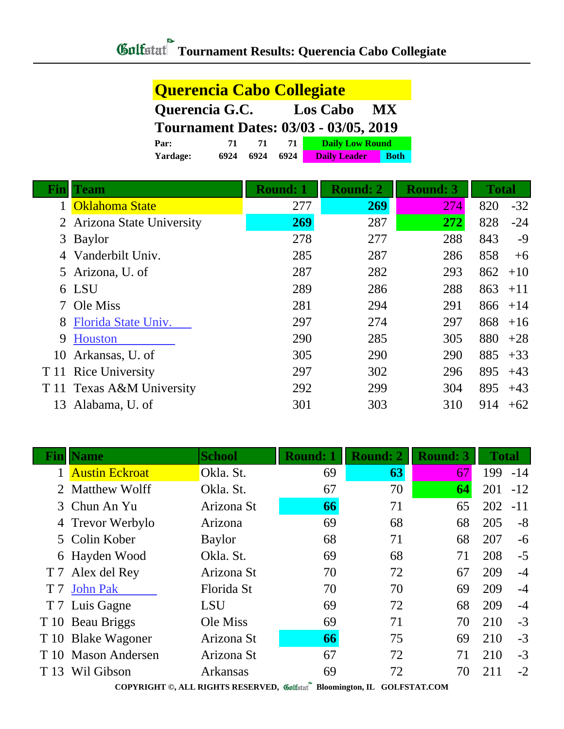# Golfstat Tournament Results: Querencia Cabo Collegiate

## Querencia Cabo Collegiate

**Querencia G.C. Los Cabo MX**

**Tournament Dates: 03/03 - 03/05, 2019**

| | | | | |
|---|---|---|---|---|
| **Par:** | 71 | 71 | 71 | Daily Low Round |
| **Yardage:** | 6924 | 6924 | 6924 | Daily Leader / Both |

| Fin | Team | Round: 1 | Round: 2 | Round: 3 | Total | |
|---|---|---|---|---|---|---|
| 1 | Oklahoma State | 277 | **269** | 274 | 820 | -32 |
| 2 | Arizona State University | **269** | 287 | **272** | 828 | -24 |
| 3 | Baylor | 278 | 277 | 288 | 843 | -9 |
| 4 | Vanderbilt Univ. | 285 | 287 | 286 | 858 | +6 |
| 5 | Arizona, U. of | 287 | 282 | 293 | 862 | +10 |
| 6 | LSU | 289 | 286 | 288 | 863 | +11 |
| 7 | Ole Miss | 281 | 294 | 291 | 866 | +14 |
| 8 | Florida State Univ. | 297 | 274 | 297 | 868 | +16 |
| 9 | Houston | 290 | 285 | 305 | 880 | +28 |
| 10 | Arkansas, U. of | 305 | 290 | 290 | 885 | +33 |
| T 11 | Rice University | 297 | 302 | 296 | 895 | +43 |
| T 11 | Texas A&M University | 292 | 299 | 304 | 895 | +43 |
| 13 | Alabama, U. of | 301 | 303 | 310 | 914 | +62 |

| Fin | Name | School | Round: 1 | Round: 2 | Round: 3 | Total | |
|---|---|---|---|---|---|---|---|
| 1 | Austin Eckroat | Okla. St. | 69 | **63** | 67 | 199 | -14 |
| 2 | Matthew Wolff | Okla. St. | 67 | 70 | **64** | 201 | -12 |
| 3 | Chun An Yu | Arizona St | **66** | 71 | 65 | 202 | -11 |
| 4 | Trevor Werbylo | Arizona | 69 | 68 | 68 | 205 | -8 |
| 5 | Colin Kober | Baylor | 68 | 71 | 68 | 207 | -6 |
| 6 | Hayden Wood | Okla. St. | 69 | 68 | 71 | 208 | -5 |
| T 7 | Alex del Rey | Arizona St | 70 | 72 | 67 | 209 | -4 |
| T 7 | John Pak | Florida St | 70 | 70 | 69 | 209 | -4 |
| T 7 | Luis Gagne | LSU | 69 | 72 | 68 | 209 | -4 |
| T 10 | Beau Briggs | Ole Miss | 69 | 71 | 70 | 210 | -3 |
| T 10 | Blake Wagoner | Arizona St | **66** | 75 | 69 | 210 | -3 |
| T 10 | Mason Andersen | Arizona St | 67 | 72 | 71 | 210 | -3 |
| T 13 | Wil Gibson | Arkansas | 69 | 72 | 70 | 211 | -2 |

COPYRIGHT ©, ALL RIGHTS RESERVED, Golfstat Bloomington, IL GOLFSTAT.COM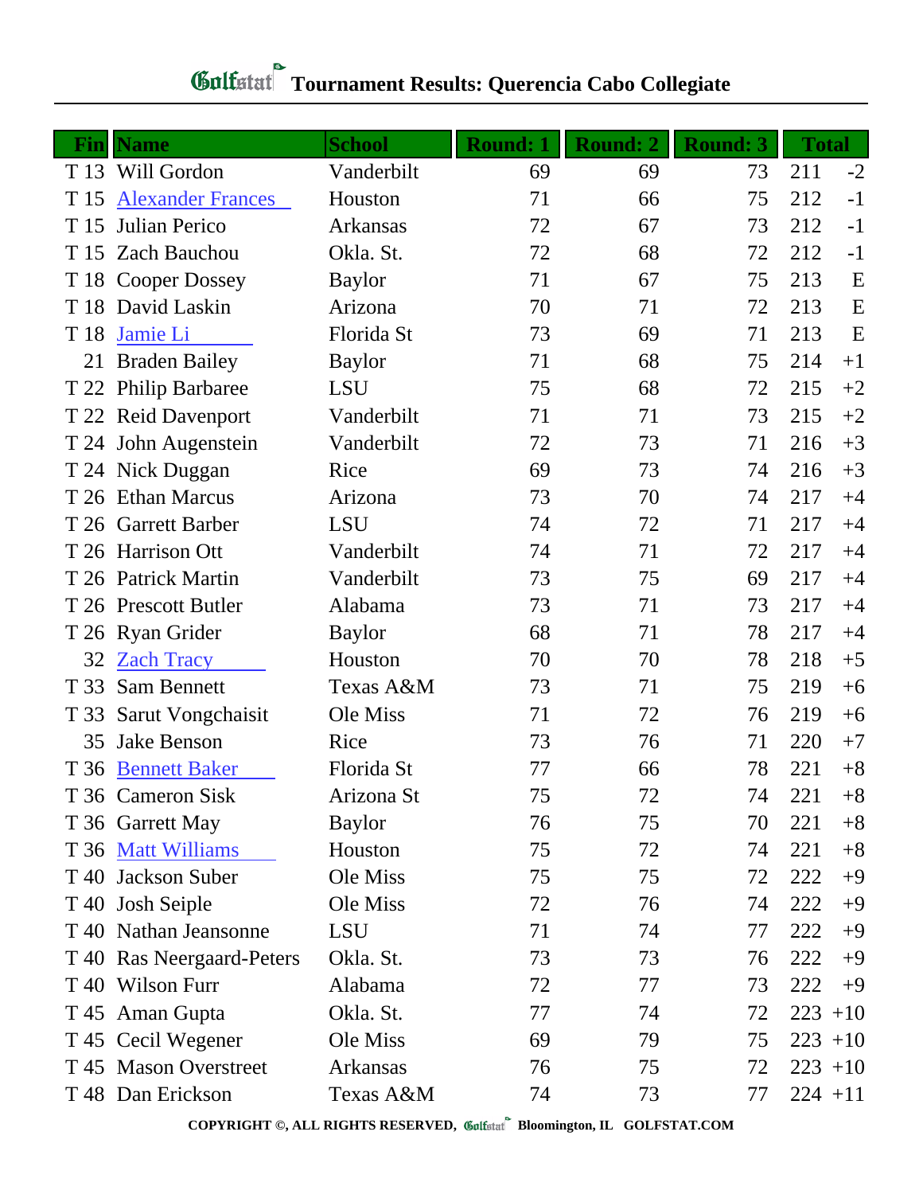# Golfstat Tournament Results: Querencia Cabo Collegiate

| Fin | Name | School | Round: 1 | Round: 2 | Round: 3 | Total | |
|---|---|---|---|---|---|---|---|
| T 13 | Will Gordon | Vanderbilt | 69 | 69 | 73 | 211 | -2 |
| T 15 | Alexander Frances | Houston | 71 | 66 | 75 | 212 | -1 |
| T 15 | Julian Perico | Arkansas | 72 | 67 | 73 | 212 | -1 |
| T 15 | Zach Bauchou | Okla. St. | 72 | 68 | 72 | 212 | -1 |
| T 18 | Cooper Dossey | Baylor | 71 | 67 | 75 | 213 | E |
| T 18 | David Laskin | Arizona | 70 | 71 | 72 | 213 | E |
| T 18 | Jamie Li | Florida St | 73 | 69 | 71 | 213 | E |
| 21 | Braden Bailey | Baylor | 71 | 68 | 75 | 214 | +1 |
| T 22 | Philip Barbaree | LSU | 75 | 68 | 72 | 215 | +2 |
| T 22 | Reid Davenport | Vanderbilt | 71 | 71 | 73 | 215 | +2 |
| T 24 | John Augenstein | Vanderbilt | 72 | 73 | 71 | 216 | +3 |
| T 24 | Nick Duggan | Rice | 69 | 73 | 74 | 216 | +3 |
| T 26 | Ethan Marcus | Arizona | 73 | 70 | 74 | 217 | +4 |
| T 26 | Garrett Barber | LSU | 74 | 72 | 71 | 217 | +4 |
| T 26 | Harrison Ott | Vanderbilt | 74 | 71 | 72 | 217 | +4 |
| T 26 | Patrick Martin | Vanderbilt | 73 | 75 | 69 | 217 | +4 |
| T 26 | Prescott Butler | Alabama | 73 | 71 | 73 | 217 | +4 |
| T 26 | Ryan Grider | Baylor | 68 | 71 | 78 | 217 | +4 |
| 32 | Zach Tracy | Houston | 70 | 70 | 78 | 218 | +5 |
| T 33 | Sam Bennett | Texas A&M | 73 | 71 | 75 | 219 | +6 |
| T 33 | Sarut Vongchaisit | Ole Miss | 71 | 72 | 76 | 219 | +6 |
| 35 | Jake Benson | Rice | 73 | 76 | 71 | 220 | +7 |
| T 36 | Bennett Baker | Florida St | 77 | 66 | 78 | 221 | +8 |
| T 36 | Cameron Sisk | Arizona St | 75 | 72 | 74 | 221 | +8 |
| T 36 | Garrett May | Baylor | 76 | 75 | 70 | 221 | +8 |
| T 36 | Matt Williams | Houston | 75 | 72 | 74 | 221 | +8 |
| T 40 | Jackson Suber | Ole Miss | 75 | 75 | 72 | 222 | +9 |
| T 40 | Josh Seiple | Ole Miss | 72 | 76 | 74 | 222 | +9 |
| T 40 | Nathan Jeansonne | LSU | 71 | 74 | 77 | 222 | +9 |
| T 40 | Ras Neergaard-Peters | Okla. St. | 73 | 73 | 76 | 222 | +9 |
| T 40 | Wilson Furr | Alabama | 72 | 77 | 73 | 222 | +9 |
| T 45 | Aman Gupta | Okla. St. | 77 | 74 | 72 | 223 | +10 |
| T 45 | Cecil Wegener | Ole Miss | 69 | 79 | 75 | 223 | +10 |
| T 45 | Mason Overstreet | Arkansas | 76 | 75 | 72 | 223 | +10 |
| T 48 | Dan Erickson | Texas A&M | 74 | 73 | 77 | 224 | +11 |

**COPYRIGHT ©, ALL RIGHTS RESERVED, Golfstat Bloomington, IL GOLFSTAT.COM**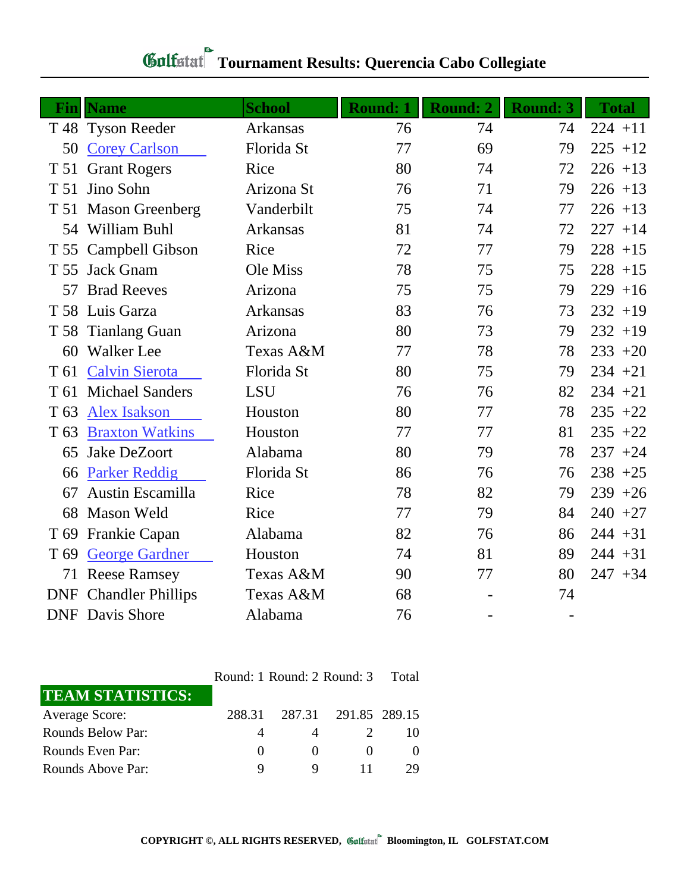# Golfstat Tournament Results: Querencia Cabo Collegiate

| Fin | Name | School | Round: 1 | Round: 2 | Round: 3 | Total | |
|---|---|---|---|---|---|---|---|
| T 48 | Tyson Reeder | Arkansas | 76 | 74 | 74 | 224 | +11 |
| 50 | Corey Carlson | Florida St | 77 | 69 | 79 | 225 | +12 |
| T 51 | Grant Rogers | Rice | 80 | 74 | 72 | 226 | +13 |
| T 51 | Jino Sohn | Arizona St | 76 | 71 | 79 | 226 | +13 |
| T 51 | Mason Greenberg | Vanderbilt | 75 | 74 | 77 | 226 | +13 |
| 54 | William Buhl | Arkansas | 81 | 74 | 72 | 227 | +14 |
| T 55 | Campbell Gibson | Rice | 72 | 77 | 79 | 228 | +15 |
| T 55 | Jack Gnam | Ole Miss | 78 | 75 | 75 | 228 | +15 |
| 57 | Brad Reeves | Arizona | 75 | 75 | 79 | 229 | +16 |
| T 58 | Luis Garza | Arkansas | 83 | 76 | 73 | 232 | +19 |
| T 58 | Tianlang Guan | Arizona | 80 | 73 | 79 | 232 | +19 |
| 60 | Walker Lee | Texas A&M | 77 | 78 | 78 | 233 | +20 |
| T 61 | Calvin Sierota | Florida St | 80 | 75 | 79 | 234 | +21 |
| T 61 | Michael Sanders | LSU | 76 | 76 | 82 | 234 | +21 |
| T 63 | Alex Isakson | Houston | 80 | 77 | 78 | 235 | +22 |
| T 63 | Braxton Watkins | Houston | 77 | 77 | 81 | 235 | +22 |
| 65 | Jake DeZoort | Alabama | 80 | 79 | 78 | 237 | +24 |
| 66 | Parker Reddig | Florida St | 86 | 76 | 76 | 238 | +25 |
| 67 | Austin Escamilla | Rice | 78 | 82 | 79 | 239 | +26 |
| 68 | Mason Weld | Rice | 77 | 79 | 84 | 240 | +27 |
| T 69 | Frankie Capan | Alabama | 82 | 76 | 86 | 244 | +31 |
| T 69 | George Gardner | Houston | 74 | 81 | 89 | 244 | +31 |
| 71 | Reese Ramsey | Texas A&M | 90 | 77 | 80 | 247 | +34 |
| DNF | Chandler Phillips | Texas A&M | 68 | - | 74 | | |
| DNF | Davis Shore | Alabama | 76 | - | - | | |

| TEAM STATISTICS: | Round: 1 | Round: 2 | Round: 3 | Total |
|---|---|---|---|---|
| Average Score: | 288.31 | 287.31 | 291.85 | 289.15 |
| Rounds Below Par: | 4 | 4 | 2 | 10 |
| Rounds Even Par: | 0 | 0 | 0 | 0 |
| Rounds Above Par: | 9 | 9 | 11 | 29 |

COPYRIGHT ©, ALL RIGHTS RESERVED, Golfstat Bloomington, IL GOLFSTAT.COM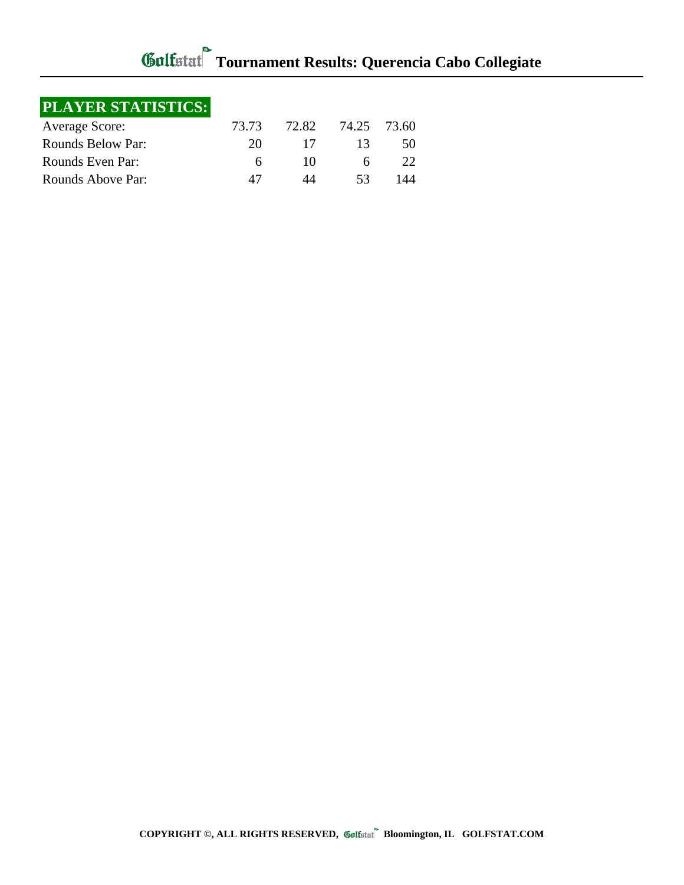# Tournament Results: Querencia Cabo Collegiate

## PLAYER STATISTICS:

| | | | | |
|---|---|---|---|---|
| Average Score: | 73.73 | 72.82 | 74.25 | 73.60 |
| Rounds Below Par: | 20 | 17 | 13 | 50 |
| Rounds Even Par: | 6 | 10 | 6 | 22 |
| Rounds Above Par: | 47 | 44 | 53 | 144 |

**COPYRIGHT ©, ALL RIGHTS RESERVED, Golfstat Bloomington, IL GOLFSTAT.COM**